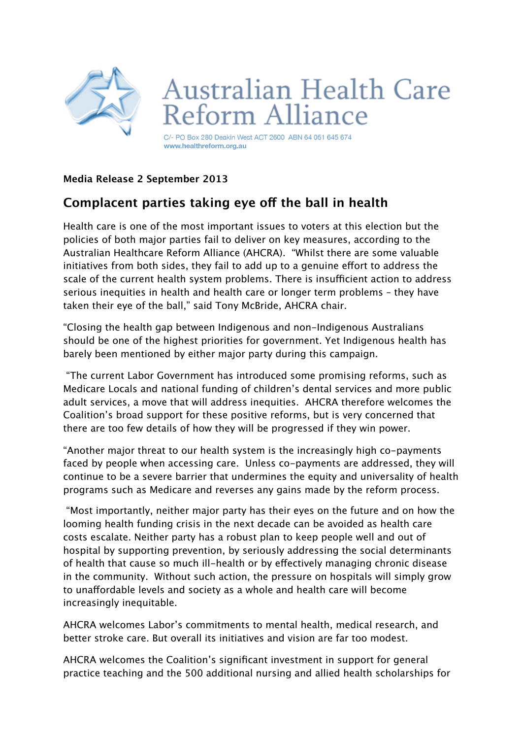# Australian Health Care Reform Alliance

C/- PO Box 280 Deakin West ACT 2600 ABN 64 051 645 674
www.healthreform.org.au

**Media Release 2 September 2013**

## Complacent parties taking eye off the ball in health

Health care is one of the most important issues to voters at this election but the policies of both major parties fail to deliver on key measures, according to the Australian Healthcare Reform Alliance (AHCRA). "Whilst there are some valuable initiatives from both sides, they fail to add up to a genuine effort to address the scale of the current health system problems. There is insufficient action to address serious inequities in health and health care or longer term problems – they have taken their eye of the ball," said Tony McBride, AHCRA chair.

"Closing the health gap between Indigenous and non-Indigenous Australians should be one of the highest priorities for government. Yet Indigenous health has barely been mentioned by either major party during this campaign.

"The current Labor Government has introduced some promising reforms, such as Medicare Locals and national funding of children's dental services and more public adult services, a move that will address inequities. AHCRA therefore welcomes the Coalition's broad support for these positive reforms, but is very concerned that there are too few details of how they will be progressed if they win power.

"Another major threat to our health system is the increasingly high co-payments faced by people when accessing care. Unless co-payments are addressed, they will continue to be a severe barrier that undermines the equity and universality of health programs such as Medicare and reverses any gains made by the reform process.

"Most importantly, neither major party has their eyes on the future and on how the looming health funding crisis in the next decade can be avoided as health care costs escalate. Neither party has a robust plan to keep people well and out of hospital by supporting prevention, by seriously addressing the social determinants of health that cause so much ill-health or by effectively managing chronic disease in the community. Without such action, the pressure on hospitals will simply grow to unaffordable levels and society as a whole and health care will become increasingly inequitable.

AHCRA welcomes Labor's commitments to mental health, medical research, and better stroke care. But overall its initiatives and vision are far too modest.

AHCRA welcomes the Coalition's significant investment in support for general practice teaching and the 500 additional nursing and allied health scholarships for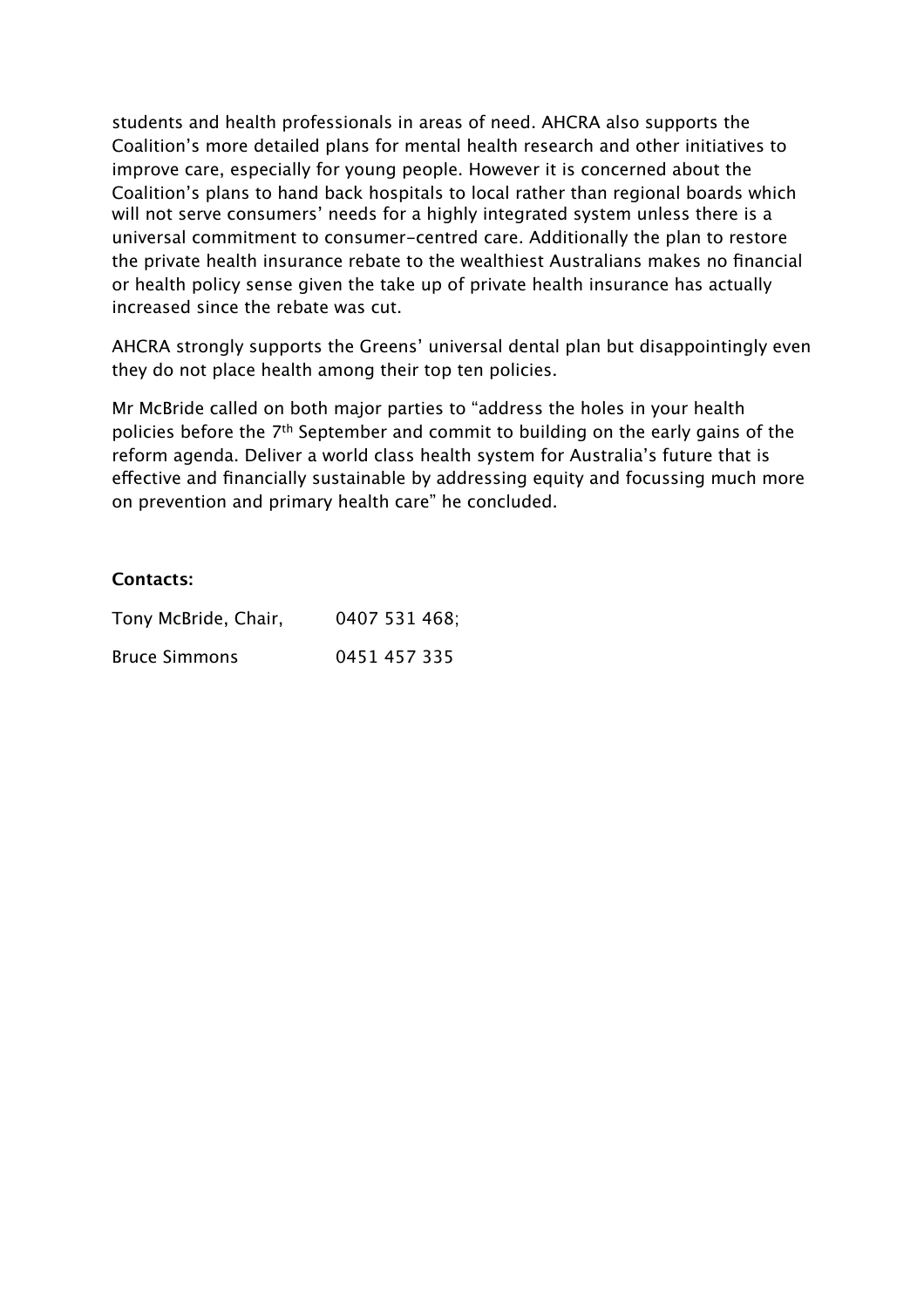students and health professionals in areas of need. AHCRA also supports the Coalition's more detailed plans for mental health research and other initiatives to improve care, especially for young people. However it is concerned about the Coalition's plans to hand back hospitals to local rather than regional boards which will not serve consumers' needs for a highly integrated system unless there is a universal commitment to consumer-centred care. Additionally the plan to restore the private health insurance rebate to the wealthiest Australians makes no financial or health policy sense given the take up of private health insurance has actually increased since the rebate was cut.

AHCRA strongly supports the Greens' universal dental plan but disappointingly even they do not place health among their top ten policies.

Mr McBride called on both major parties to "address the holes in your health policies before the 7th September and commit to building on the early gains of the reform agenda. Deliver a world class health system for Australia's future that is effective and financially sustainable by addressing equity and focussing much more on prevention and primary health care" he concluded.

**Contacts:**

| | |
|---|---|
| Tony McBride, Chair, | 0407 531 468; |
| Bruce Simmons | 0451 457 335 |